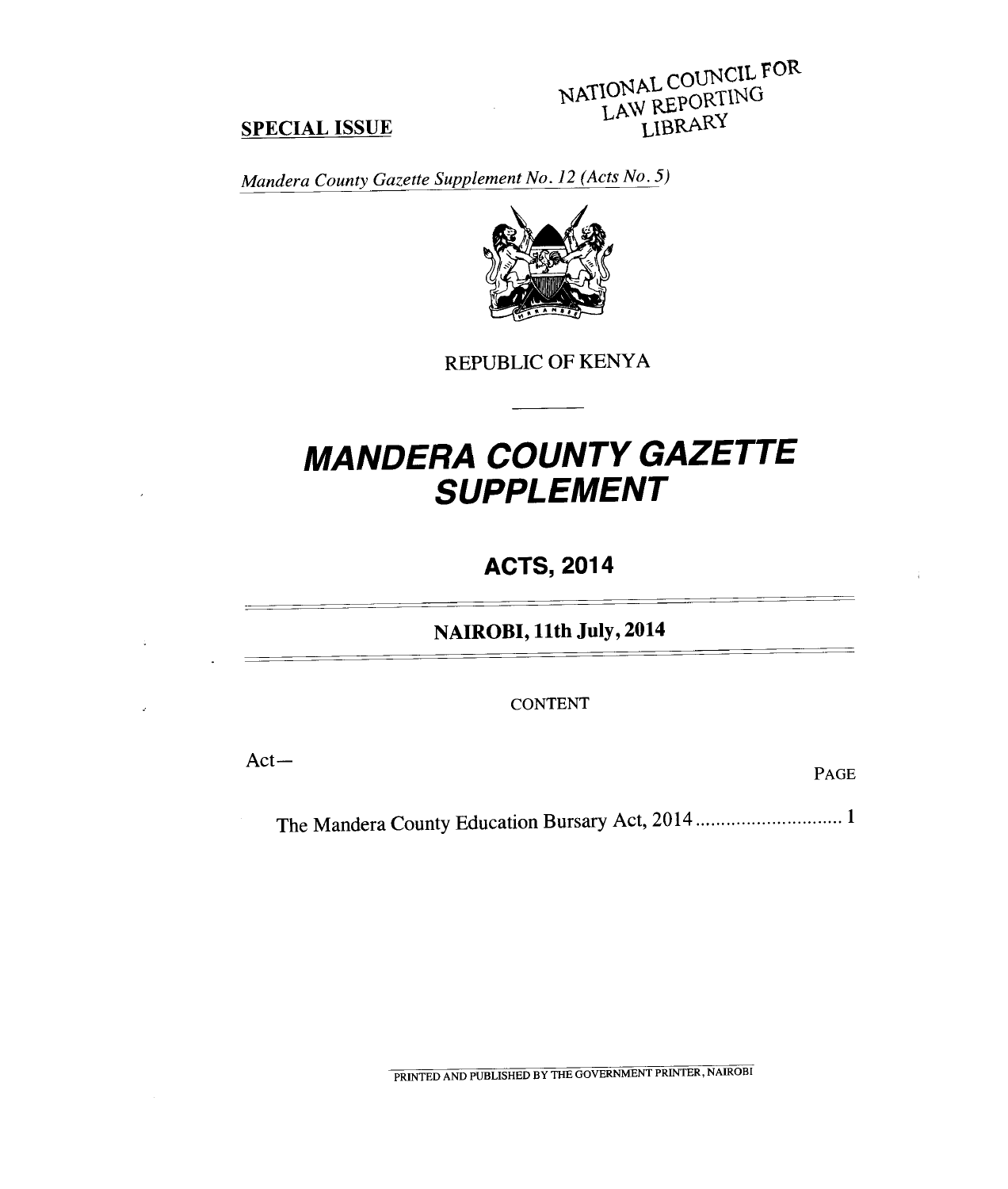NATIONAL COUNCIL FOR LAW REPORTING LIBRARY

**SPECIAL ISSUE**

*Mandera County Gazette Supplement No. 12 (Acts No. 5)*

REPUBLIC OF KENYA

# *MANDERA COUNTY GAZETTE SUPPLEMENT*

## ACTS, 2014

**NAIROBI, 11th July, 2014**

CONTENT

Act—

| | PAGE |
|---|---|
| The Mandera County Education Bursary Act, 2014 ............................. | 1 |

PRINTED AND PUBLISHED BY THE GOVERNMENT PRINTER, NAIROBI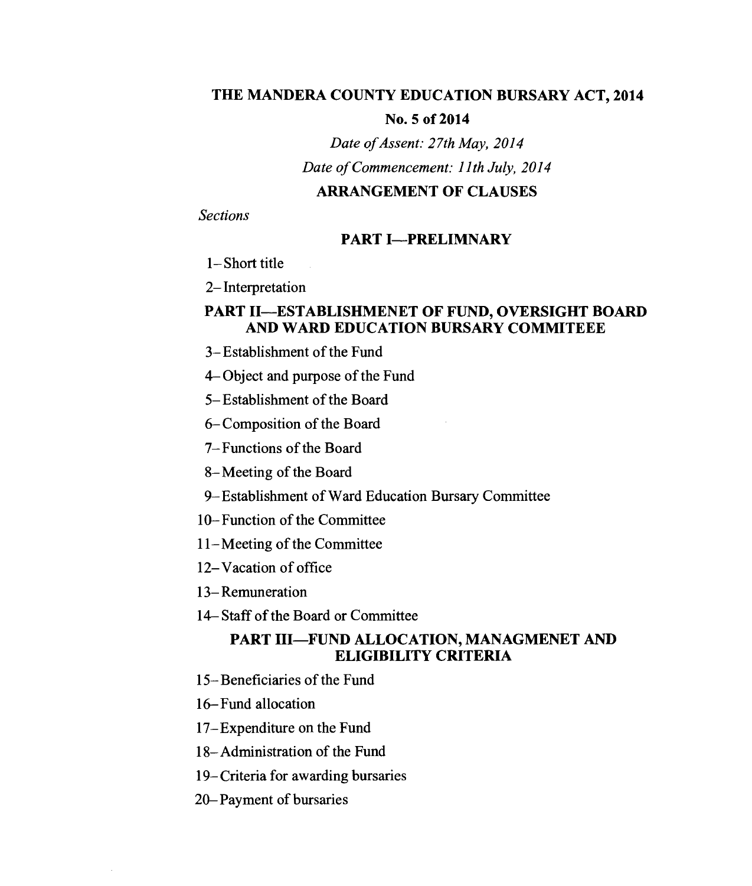# THE MANDERA COUNTY EDUCATION BURSARY ACT, 2014

**No. 5 of 2014**

*Date of Assent: 27th May, 2014*

*Date of Commencement: 11th July, 2014*

## ARRANGEMENT OF CLAUSES

*Sections*

### PART I—PRELIMNARY

1– Short title

2– Interpretation

### PART II—ESTABLISHMENET OF FUND, OVERSIGHT BOARD AND WARD EDUCATION BURSARY COMMITEEE

3– Establishment of the Fund

4– Object and purpose of the Fund

5– Establishment of the Board

6– Composition of the Board

7– Functions of the Board

8– Meeting of the Board

9– Establishment of Ward Education Bursary Committee

10– Function of the Committee

11– Meeting of the Committee

12– Vacation of office

13– Remuneration

14– Staff of the Board or Committee

### PART III—FUND ALLOCATION, MANAGMENET AND ELIGIBILITY CRITERIA

15– Beneficiaries of the Fund

16– Fund allocation

17– Expenditure on the Fund

18– Administration of the Fund

19– Criteria for awarding bursaries

20– Payment of bursaries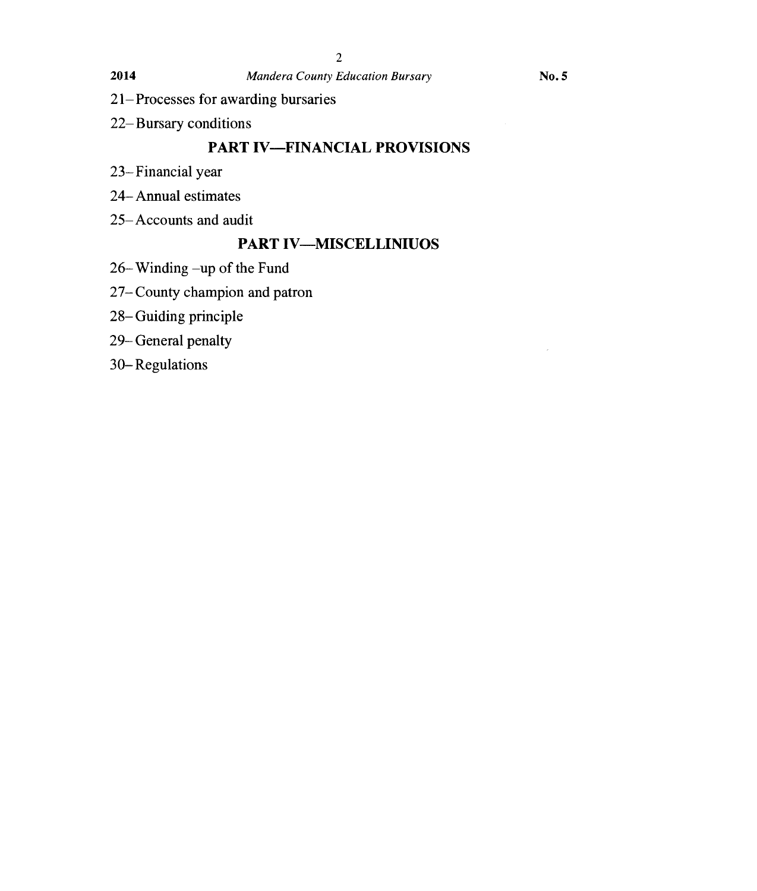21– Processes for awarding bursaries

22– Bursary conditions

## PART IV—FINANCIAL PROVISIONS

23– Financial year

24– Annual estimates

25– Accounts and audit

## PART IV—MISCELLINIUOS

26– Winding –up of the Fund

27– County champion and patron

28– Guiding principle

29– General penalty

30– Regulations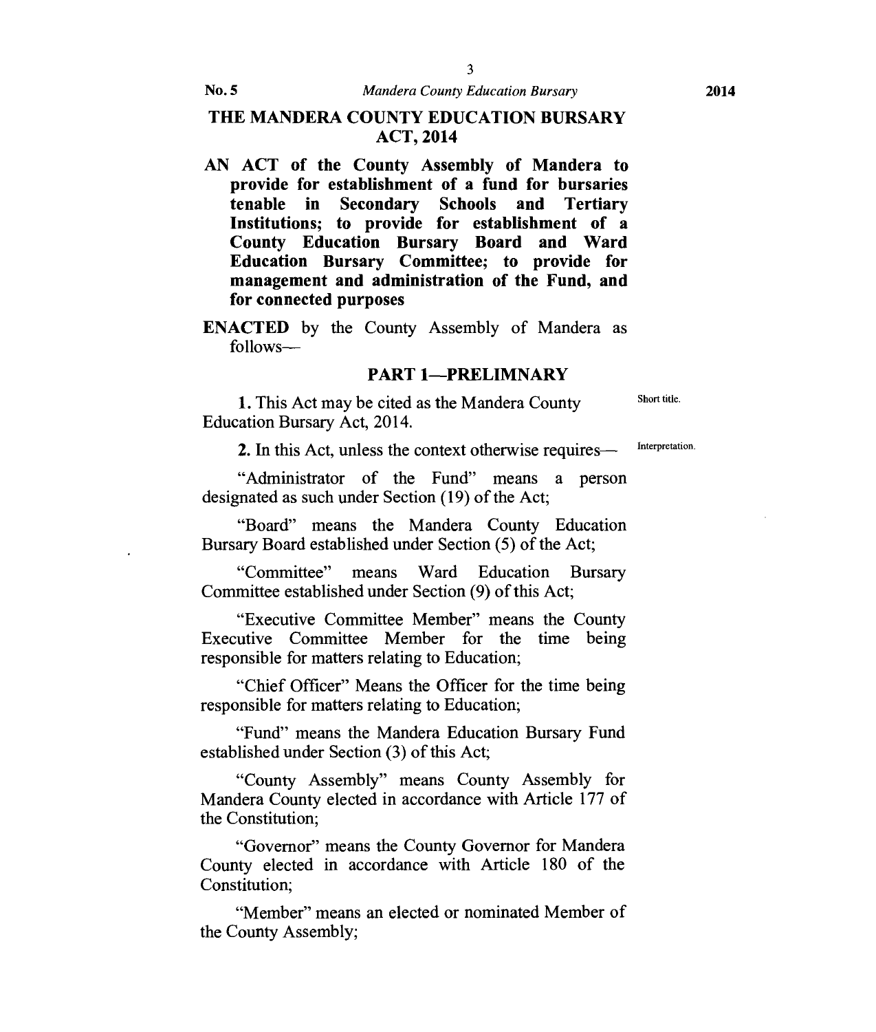# THE MANDERA COUNTY EDUCATION BURSARY ACT, 2014

**AN ACT of the County Assembly of Mandera to provide for establishment of a fund for bursaries tenable in Secondary Schools and Tertiary Institutions; to provide for establishment of a County Education Bursary Board and Ward Education Bursary Committee; to provide for management and administration of the Fund, and for connected purposes**

**ENACTED** by the County Assembly of Mandera as follows—

## PART 1—PRELIMNARY

Short title.

**1.** This Act may be cited as the Mandera County Education Bursary Act, 2014.

Interpretation.

**2.** In this Act, unless the context otherwise requires—

"Administrator of the Fund" means a person designated as such under Section (19) of the Act;

"Board" means the Mandera County Education Bursary Board established under Section (5) of the Act;

"Committee" means Ward Education Bursary Committee established under Section (9) of this Act;

"Executive Committee Member" means the County Executive Committee Member for the time being responsible for matters relating to Education;

"Chief Officer" Means the Officer for the time being responsible for matters relating to Education;

"Fund" means the Mandera Education Bursary Fund established under Section (3) of this Act;

"County Assembly" means County Assembly for Mandera County elected in accordance with Article 177 of the Constitution;

"Governor" means the County Governor for Mandera County elected in accordance with Article 180 of the Constitution;

"Member" means an elected or nominated Member of the County Assembly;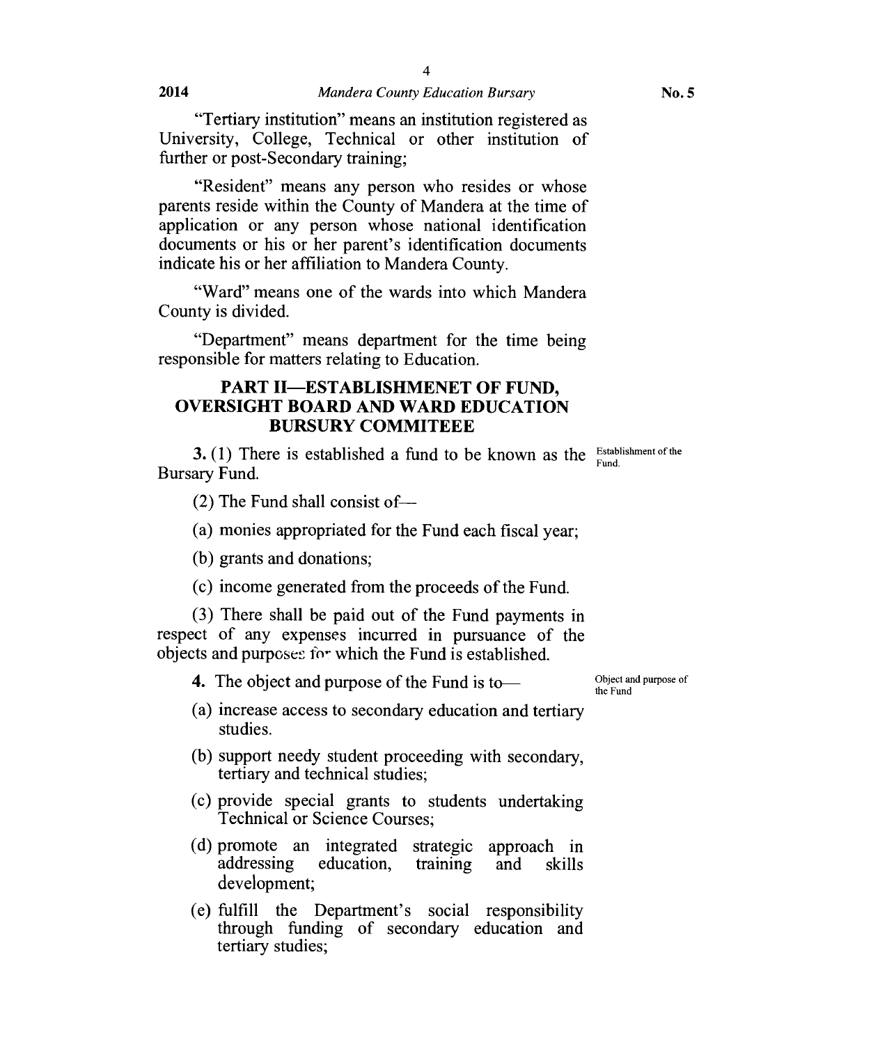"Tertiary institution" means an institution registered as University, College, Technical or other institution of further or post-Secondary training;

"Resident" means any person who resides or whose parents reside within the County of Mandera at the time of application or any person whose national identification documents or his or her parent's identification documents indicate his or her affiliation to Mandera County.

"Ward" means one of the wards into which Mandera County is divided.

"Department" means department for the time being responsible for matters relating to Education.

## PART II—ESTABLISHMENET OF FUND, OVERSIGHT BOARD AND WARD EDUCATION BURSURY COMMITEEE

*Establishment of the Fund.*

**3.** (1) There is established a fund to be known as the Bursary Fund.

(2) The Fund shall consist of—

(a) monies appropriated for the Fund each fiscal year;

(b) grants and donations;

(c) income generated from the proceeds of the Fund.

(3) There shall be paid out of the Fund payments in respect of any expenses incurred in pursuance of the objects and purposes for which the Fund is established.

*Object and purpose of the Fund*

**4.** The object and purpose of the Fund is to—

(a) increase access to secondary education and tertiary studies.

(b) support needy student proceeding with secondary, tertiary and technical studies;

(c) provide special grants to students undertaking Technical or Science Courses;

(d) promote an integrated strategic approach in addressing education, training and skills development;

(e) fulfill the Department's social responsibility through funding of secondary education and tertiary studies;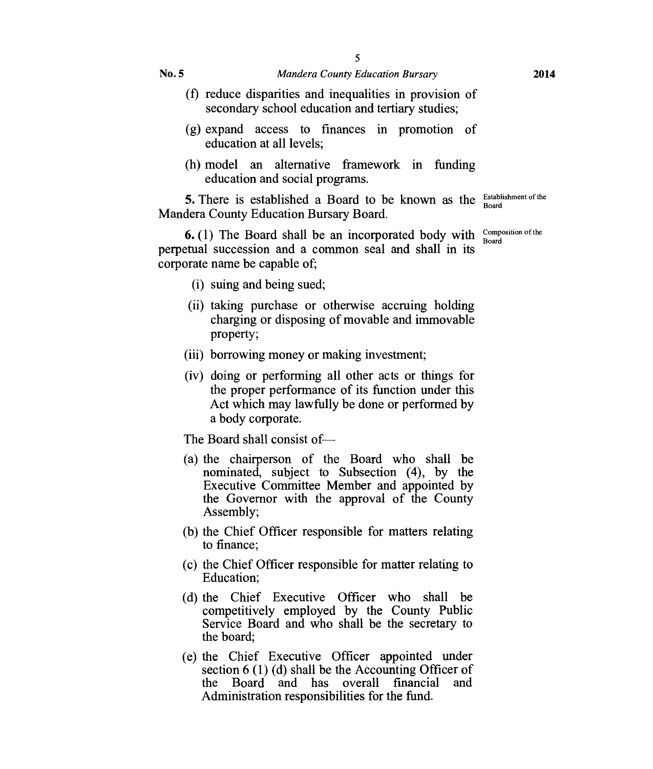(f) reduce disparities and inequalities in provision of secondary school education and tertiary studies;

(g) expand access to finances in promotion of education at all levels;

(h) model an alternative framework in funding education and social programs.

**5.** There is established a Board to be known as the Mandera County Education Bursary Board.

Establishment of the Board

**6.** (1) The Board shall be an incorporated body with perpetual succession and a common seal and shall in its corporate name be capable of;

Composition of the Board

(i) suing and being sued;

(ii) taking purchase or otherwise accruing holding charging or disposing of movable and immovable property;

(iii) borrowing money or making investment;

(iv) doing or performing all other acts or things for the proper performance of its function under this Act which may lawfully be done or performed by a body corporate.

The Board shall consist of—

(a) the chairperson of the Board who shall be nominated, subject to Subsection (4), by the Executive Committee Member and appointed by the Governor with the approval of the County Assembly;

(b) the Chief Officer responsible for matters relating to finance;

(c) the Chief Officer responsible for matter relating to Education;

(d) the Chief Executive Officer who shall be competitively employed by the County Public Service Board and who shall be the secretary to the board;

(e) the Chief Executive Officer appointed under section 6 (1) (d) shall be the Accounting Officer of the Board and has overall financial and Administration responsibilities for the fund.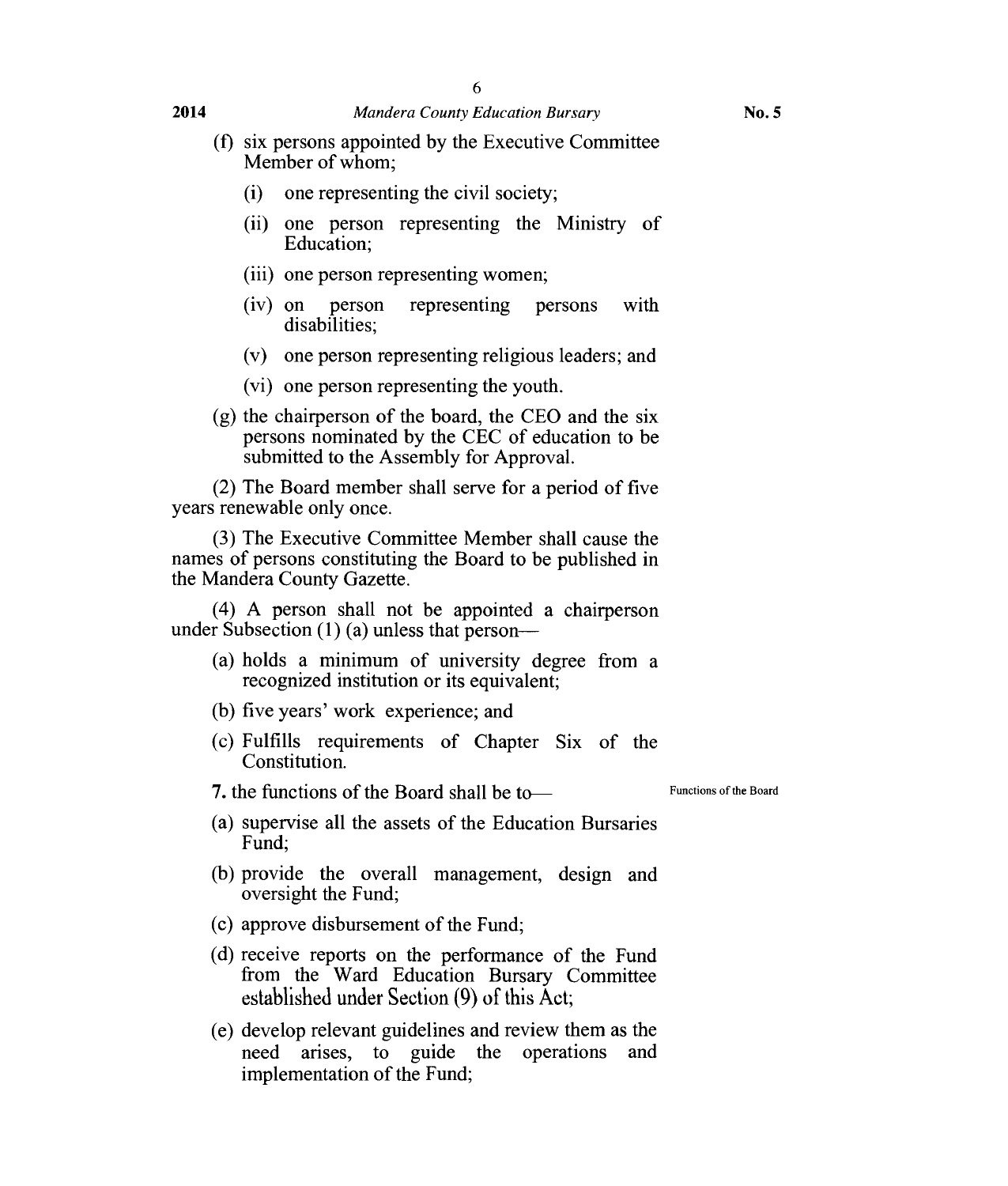(f) six persons appointed by the Executive Committee Member of whom;

   (i) one representing the civil society;

   (ii) one person representing the Ministry of Education;

   (iii) one person representing women;

   (iv) on person representing persons with disabilities;

   (v) one person representing religious leaders; and

   (vi) one person representing the youth.

(g) the chairperson of the board, the CEO and the six persons nominated by the CEC of education to be submitted to the Assembly for Approval.

(2) The Board member shall serve for a period of five years renewable only once.

(3) The Executive Committee Member shall cause the names of persons constituting the Board to be published in the Mandera County Gazette.

(4) A person shall not be appointed a chairperson under Subsection (1) (a) unless that person—

(a) holds a minimum of university degree from a recognized institution or its equivalent;

(b) five years' work experience; and

(c) Fulfills requirements of Chapter Six of the Constitution.

Functions of the Board

**7.** the functions of the Board shall be to—

(a) supervise all the assets of the Education Bursaries Fund;

(b) provide the overall management, design and oversight the Fund;

(c) approve disbursement of the Fund;

(d) receive reports on the performance of the Fund from the Ward Education Bursary Committee established under Section (9) of this Act;

(e) develop relevant guidelines and review them as the need arises, to guide the operations and implementation of the Fund;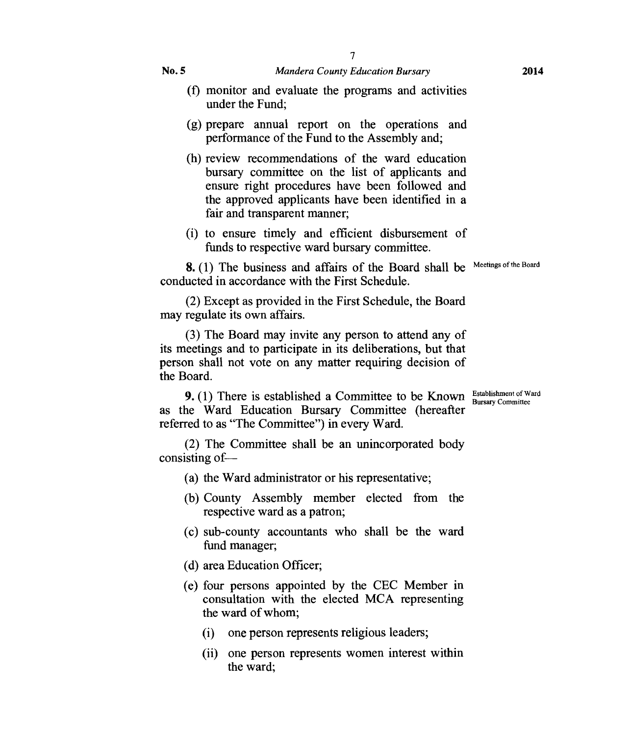(f) monitor and evaluate the programs and activities under the Fund;

(g) prepare annual report on the operations and performance of the Fund to the Assembly and;

(h) review recommendations of the ward education bursary committee on the list of applicants and ensure right procedures have been followed and the approved applicants have been identified in a fair and transparent manner;

(i) to ensure timely and efficient disbursement of funds to respective ward bursary committee.

Meetings of the Board

**8.** (1) The business and affairs of the Board shall be conducted in accordance with the First Schedule.

(2) Except as provided in the First Schedule, the Board may regulate its own affairs.

(3) The Board may invite any person to attend any of its meetings and to participate in its deliberations, but that person shall not vote on any matter requiring decision of the Board.

Establishment of Ward Bursary Committee

**9.** (1) There is established a Committee to be Known as the Ward Education Bursary Committee (hereafter referred to as "The Committee") in every Ward.

(2) The Committee shall be an unincorporated body consisting of—

(a) the Ward administrator or his representative;

(b) County Assembly member elected from the respective ward as a patron;

(c) sub-county accountants who shall be the ward fund manager;

(d) area Education Officer;

(e) four persons appointed by the CEC Member in consultation with the elected MCA representing the ward of whom;

(i) one person represents religious leaders;

(ii) one person represents women interest within the ward;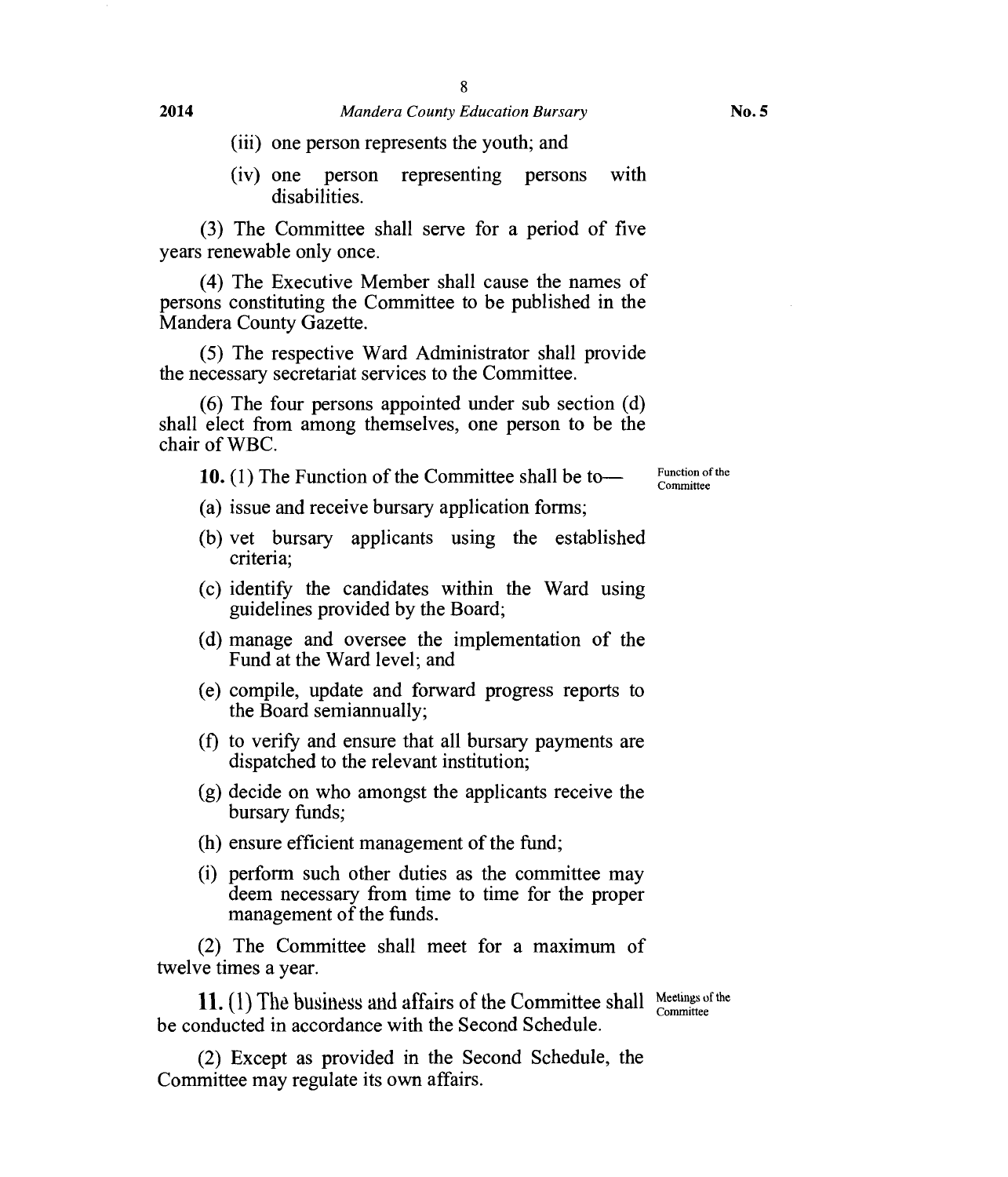(iii) one person represents the youth; and

(iv) one person representing persons with disabilities.

(3) The Committee shall serve for a period of five years renewable only once.

(4) The Executive Member shall cause the names of persons constituting the Committee to be published in the Mandera County Gazette.

(5) The respective Ward Administrator shall provide the necessary secretariat services to the Committee.

(6) The four persons appointed under sub section (d) shall elect from among themselves, one person to be the chair of WBC.

Function of the Committee

**10.** (1) The Function of the Committee shall be to—

(a) issue and receive bursary application forms;

(b) vet bursary applicants using the established criteria;

(c) identify the candidates within the Ward using guidelines provided by the Board;

(d) manage and oversee the implementation of the Fund at the Ward level; and

(e) compile, update and forward progress reports to the Board semiannually;

(f) to verify and ensure that all bursary payments are dispatched to the relevant institution;

(g) decide on who amongst the applicants receive the bursary funds;

(h) ensure efficient management of the fund;

(i) perform such other duties as the committee may deem necessary from time to time for the proper management of the funds.

(2) The Committee shall meet for a maximum of twelve times a year.

Meetings of the Committee

**11.** (1) The business and affairs of the Committee shall be conducted in accordance with the Second Schedule.

(2) Except as provided in the Second Schedule, the Committee may regulate its own affairs.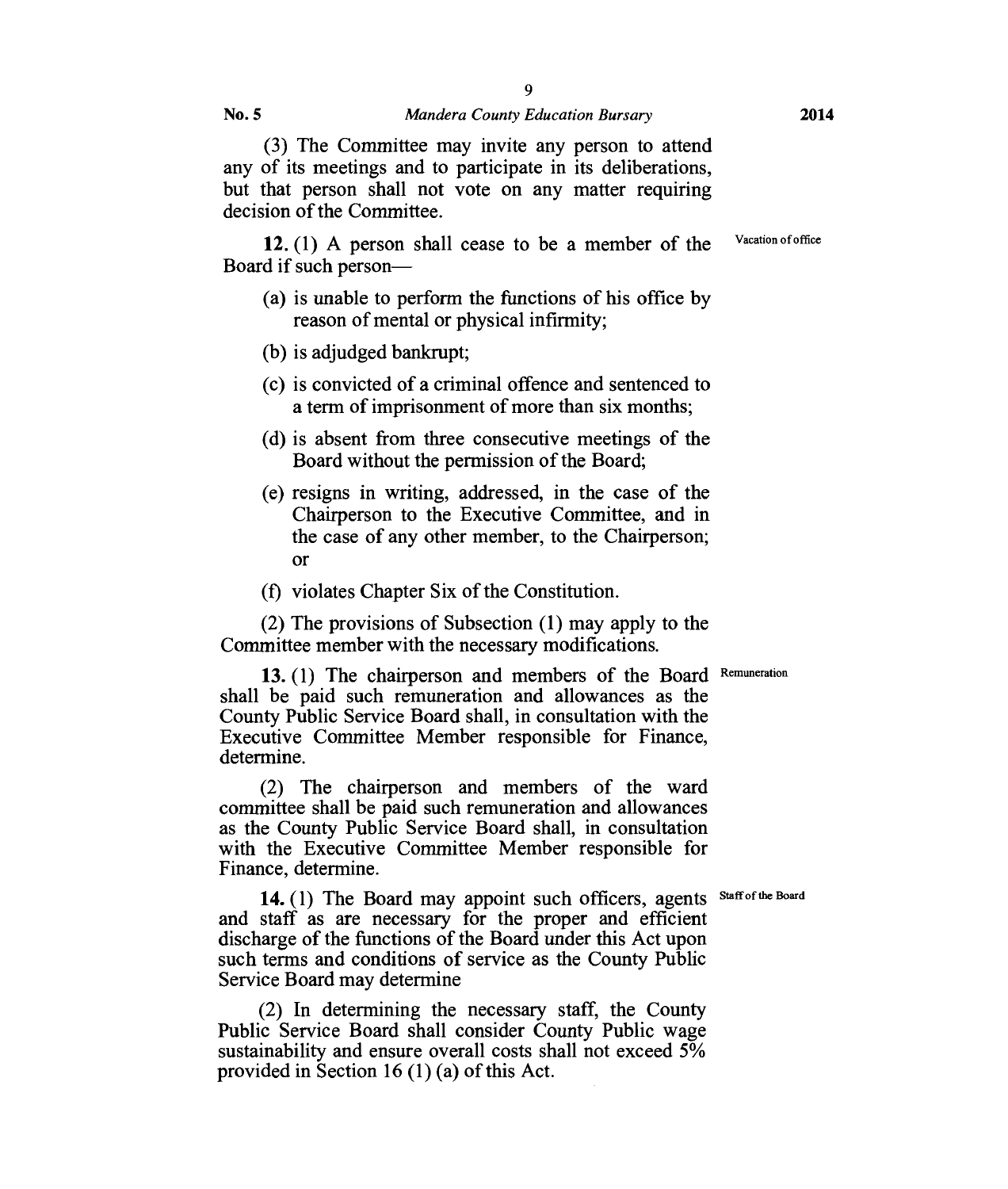(3) The Committee may invite any person to attend any of its meetings and to participate in its deliberations, but that person shall not vote on any matter requiring decision of the Committee.

Vacation of office

**12.** (1) A person shall cease to be a member of the Board if such person—

(a) is unable to perform the functions of his office by reason of mental or physical infirmity;

(b) is adjudged bankrupt;

(c) is convicted of a criminal offence and sentenced to a term of imprisonment of more than six months;

(d) is absent from three consecutive meetings of the Board without the permission of the Board;

(e) resigns in writing, addressed, in the case of the Chairperson to the Executive Committee, and in the case of any other member, to the Chairperson; or

(f) violates Chapter Six of the Constitution.

(2) The provisions of Subsection (1) may apply to the Committee member with the necessary modifications.

Remuneration

**13.** (1) The chairperson and members of the Board shall be paid such remuneration and allowances as the County Public Service Board shall, in consultation with the Executive Committee Member responsible for Finance, determine.

(2) The chairperson and members of the ward committee shall be paid such remuneration and allowances as the County Public Service Board shall, in consultation with the Executive Committee Member responsible for Finance, determine.

Staff of the Board

**14.** (1) The Board may appoint such officers, agents and staff as are necessary for the proper and efficient discharge of the functions of the Board under this Act upon such terms and conditions of service as the County Public Service Board may determine

(2) In determining the necessary staff, the County Public Service Board shall consider County Public wage sustainability and ensure overall costs shall not exceed 5% provided in Section 16 (1) (a) of this Act.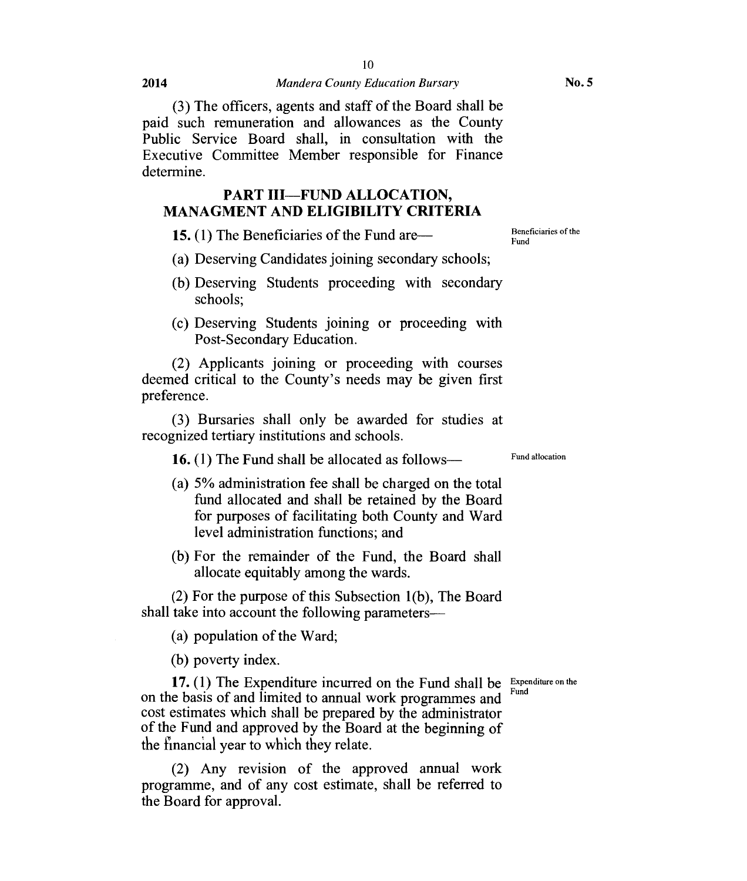(3) The officers, agents and staff of the Board shall be paid such remuneration and allowances as the County Public Service Board shall, in consultation with the Executive Committee Member responsible for Finance determine.

## PART III—FUND ALLOCATION, MANAGMENT AND ELIGIBILITY CRITERIA

Beneficiaries of the Fund

**15.** (1) The Beneficiaries of the Fund are—

(a) Deserving Candidates joining secondary schools;

(b) Deserving Students proceeding with secondary schools;

(c) Deserving Students joining or proceeding with Post-Secondary Education.

(2) Applicants joining or proceeding with courses deemed critical to the County's needs may be given first preference.

(3) Bursaries shall only be awarded for studies at recognized tertiary institutions and schools.

Fund allocation

**16.** (1) The Fund shall be allocated as follows—

(a) 5% administration fee shall be charged on the total fund allocated and shall be retained by the Board for purposes of facilitating both County and Ward level administration functions; and

(b) For the remainder of the Fund, the Board shall allocate equitably among the wards.

(2) For the purpose of this Subsection 1(b), The Board shall take into account the following parameters—

(a) population of the Ward;

(b) poverty index.

Expenditure on the Fund

**17.** (1) The Expenditure incurred on the Fund shall be on the basis of and limited to annual work programmes and cost estimates which shall be prepared by the administrator of the Fund and approved by the Board at the beginning of the financial year to which they relate.

(2) Any revision of the approved annual work programme, and of any cost estimate, shall be referred to the Board for approval.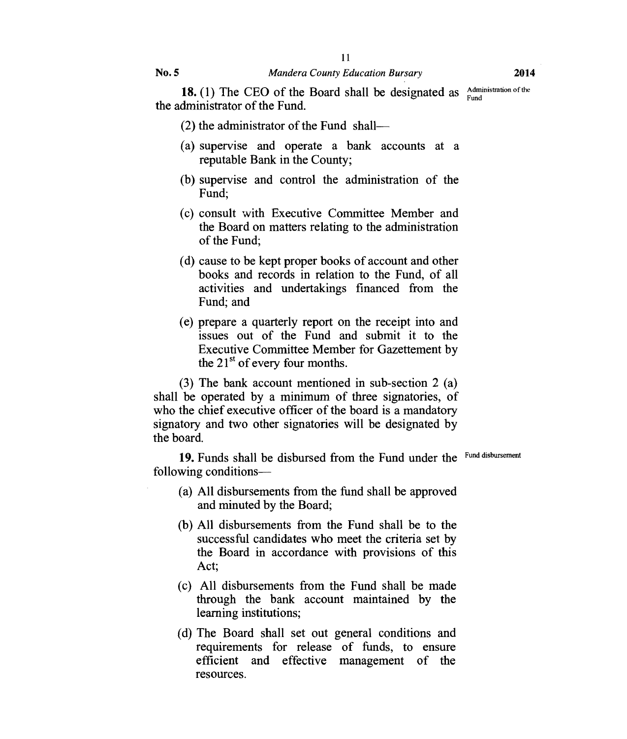**18.** (1) The CEO of the Board shall be designated as the administrator of the Fund.

Administration of the Fund

(2) the administrator of the Fund shall—

(a) supervise and operate a bank accounts at a reputable Bank in the County;

(b) supervise and control the administration of the Fund;

(c) consult with Executive Committee Member and the Board on matters relating to the administration of the Fund;

(d) cause to be kept proper books of account and other books and records in relation to the Fund, of all activities and undertakings financed from the Fund; and

(e) prepare a quarterly report on the receipt into and issues out of the Fund and submit it to the Executive Committee Member for Gazettement by the 21st of every four months.

(3) The bank account mentioned in sub-section 2 (a) shall be operated by a minimum of three signatories, of who the chief executive officer of the board is a mandatory signatory and two other signatories will be designated by the board.

**19.** Funds shall be disbursed from the Fund under the following conditions—

Fund disbursement

(a) All disbursements from the fund shall be approved and minuted by the Board;

(b) All disbursements from the Fund shall be to the successful candidates who meet the criteria set by the Board in accordance with provisions of this Act;

(c) All disbursements from the Fund shall be made through the bank account maintained by the learning institutions;

(d) The Board shall set out general conditions and requirements for release of funds, to ensure efficient and effective management of the resources.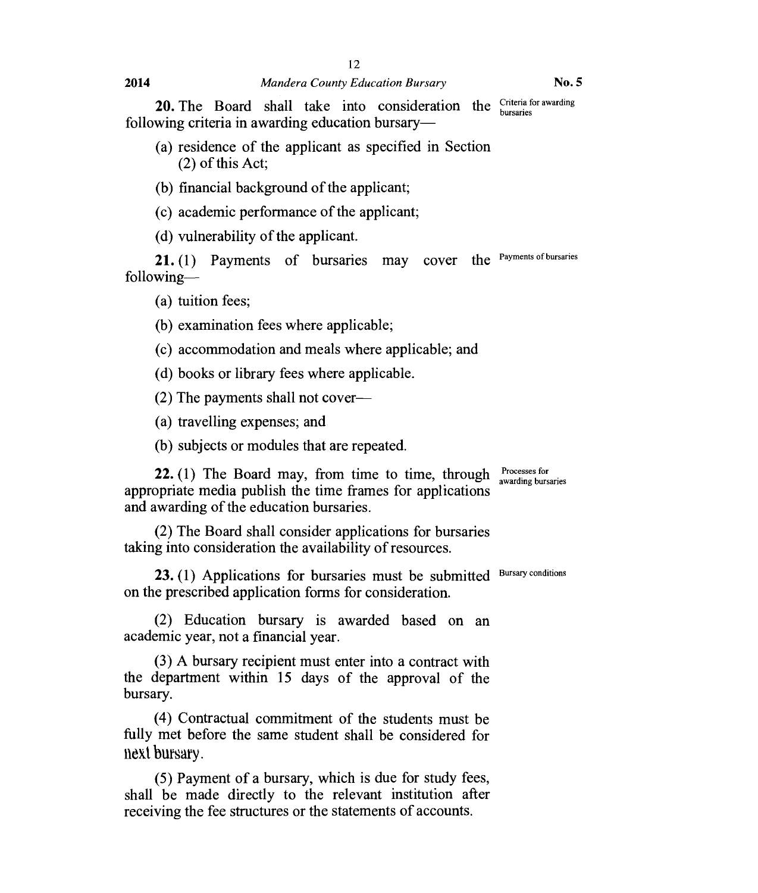**20.** The Board shall take into consideration the following criteria in awarding education bursary—

Criteria for awarding bursaries

(a) residence of the applicant as specified in Section (2) of this Act;

(b) financial background of the applicant;

(c) academic performance of the applicant;

(d) vulnerability of the applicant.

**21.** (1) Payments of bursaries may cover the following—

Payments of bursaries

(a) tuition fees;

(b) examination fees where applicable;

(c) accommodation and meals where applicable; and

(d) books or library fees where applicable.

(2) The payments shall not cover—

(a) travelling expenses; and

(b) subjects or modules that are repeated.

**22.** (1) The Board may, from time to time, through appropriate media publish the time frames for applications and awarding of the education bursaries.

Processes for awarding bursaries

(2) The Board shall consider applications for bursaries taking into consideration the availability of resources.

**23.** (1) Applications for bursaries must be submitted on the prescribed application forms for consideration.

Bursary conditions

(2) Education bursary is awarded based on an academic year, not a financial year.

(3) A bursary recipient must enter into a contract with the department within 15 days of the approval of the bursary.

(4) Contractual commitment of the students must be fully met before the same student shall be considered for next bursary.

(5) Payment of a bursary, which is due for study fees, shall be made directly to the relevant institution after receiving the fee structures or the statements of accounts.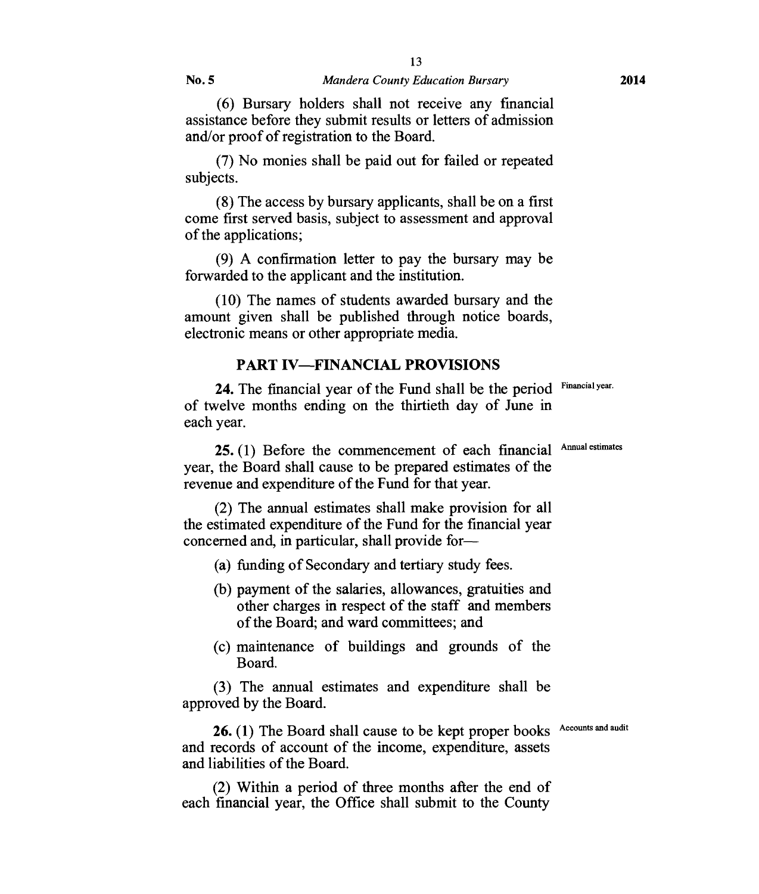(6) Bursary holders shall not receive any financial assistance before they submit results or letters of admission and/or proof of registration to the Board.

(7) No monies shall be paid out for failed or repeated subjects.

(8) The access by bursary applicants, shall be on a first come first served basis, subject to assessment and approval of the applications;

(9) A confirmation letter to pay the bursary may be forwarded to the applicant and the institution.

(10) The names of students awarded bursary and the amount given shall be published through notice boards, electronic means or other appropriate media.

## PART IV—FINANCIAL PROVISIONS

**24.** The financial year of the Fund shall be the period of twelve months ending on the thirtieth day of June in each year. *Financial year.*

**25.** (1) Before the commencement of each financial year, the Board shall cause to be prepared estimates of the revenue and expenditure of the Fund for that year. *Annual estimates*

(2) The annual estimates shall make provision for all the estimated expenditure of the Fund for the financial year concerned and, in particular, shall provide for—

(a) funding of Secondary and tertiary study fees.

(b) payment of the salaries, allowances, gratuities and other charges in respect of the staff and members of the Board; and ward committees; and

(c) maintenance of buildings and grounds of the Board.

(3) The annual estimates and expenditure shall be approved by the Board.

**26.** (1) The Board shall cause to be kept proper books and records of account of the income, expenditure, assets and liabilities of the Board. *Accounts and audit*

(2) Within a period of three months after the end of each financial year, the Office shall submit to the County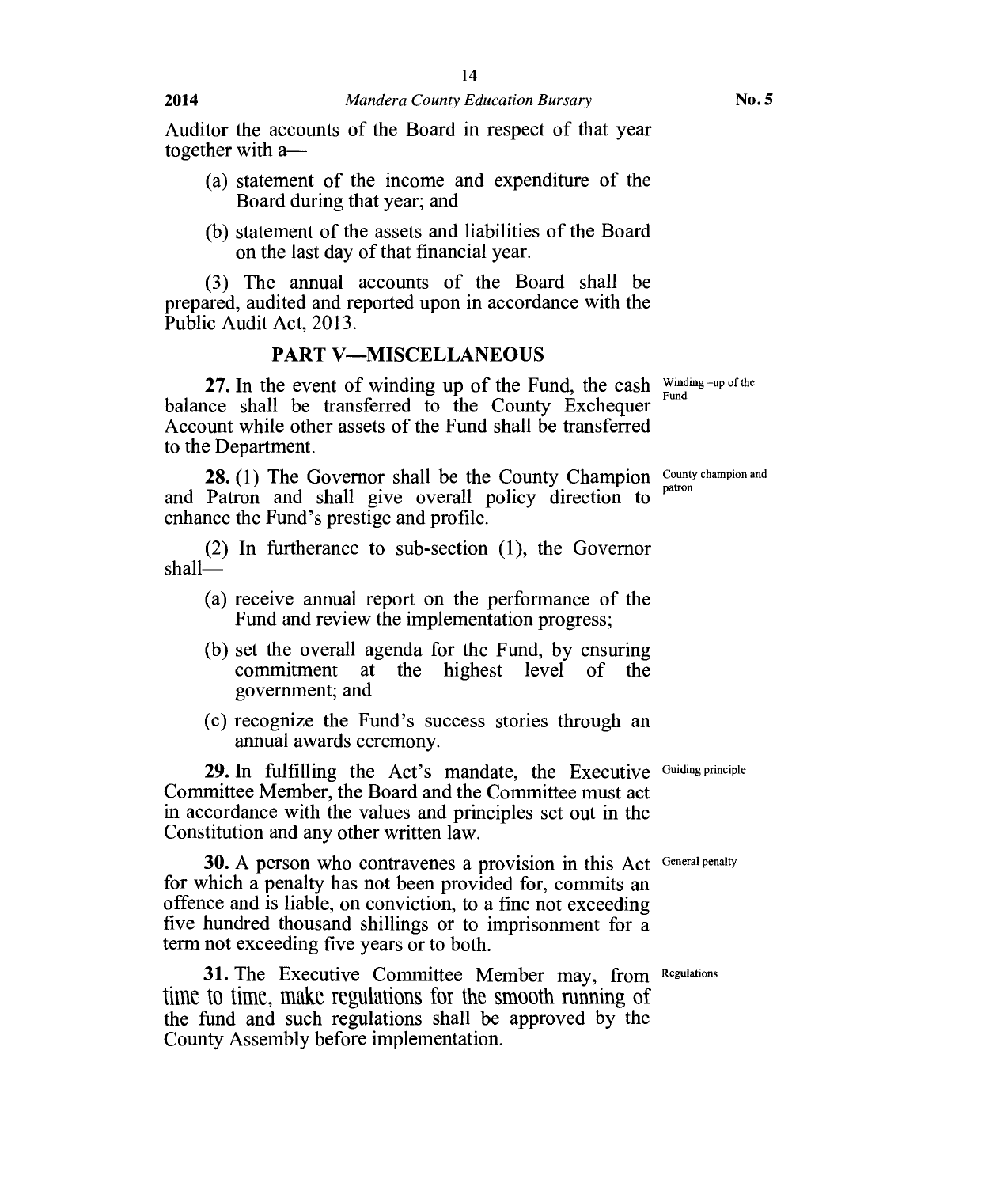Auditor the accounts of the Board in respect of that year together with a—

(a) statement of the income and expenditure of the Board during that year; and

(b) statement of the assets and liabilities of the Board on the last day of that financial year.

(3) The annual accounts of the Board shall be prepared, audited and reported upon in accordance with the Public Audit Act, 2013.

## PART V—MISCELLANEOUS

Winding -up of the Fund

**27.** In the event of winding up of the Fund, the cash balance shall be transferred to the County Exchequer Account while other assets of the Fund shall be transferred to the Department.

County champion and patron

**28.** (1) The Governor shall be the County Champion and Patron and shall give overall policy direction to enhance the Fund's prestige and profile.

(2) In furtherance to sub-section (1), the Governor shall—

(a) receive annual report on the performance of the Fund and review the implementation progress;

(b) set the overall agenda for the Fund, by ensuring commitment at the highest level of the government; and

(c) recognize the Fund's success stories through an annual awards ceremony.

Guiding principle

**29.** In fulfilling the Act's mandate, the Executive Committee Member, the Board and the Committee must act in accordance with the values and principles set out in the Constitution and any other written law.

General penalty

**30.** A person who contravenes a provision in this Act for which a penalty has not been provided for, commits an offence and is liable, on conviction, to a fine not exceeding five hundred thousand shillings or to imprisonment for a term not exceeding five years or to both.

Regulations

**31.** The Executive Committee Member may, from time to time, make regulations for the smooth running of the fund and such regulations shall be approved by the County Assembly before implementation.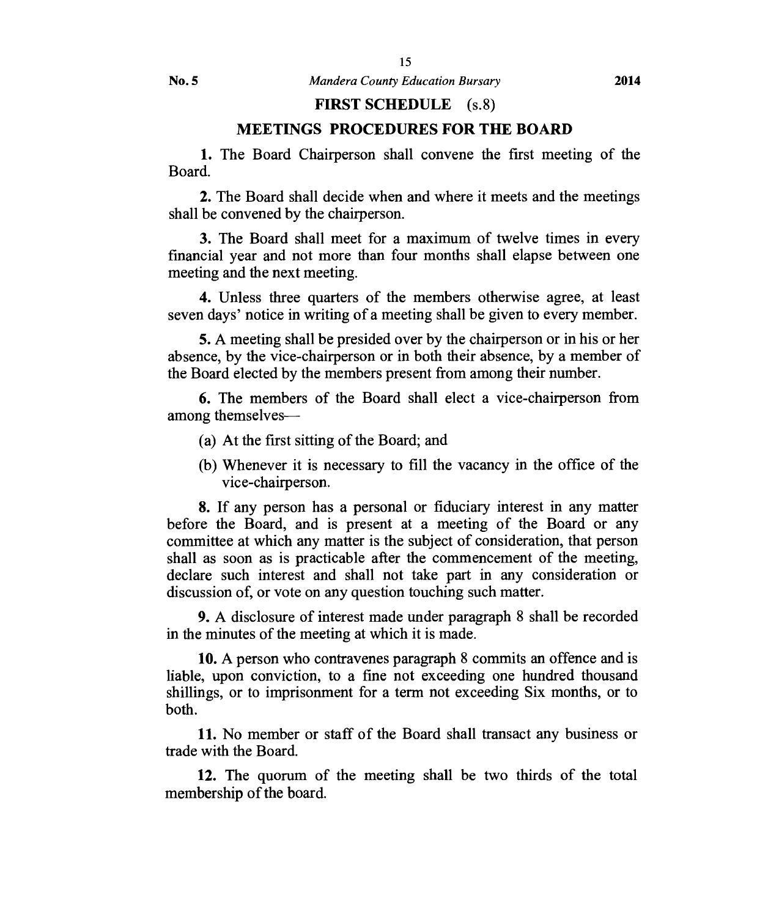## FIRST SCHEDULE (s.8)

## MEETINGS PROCEDURES FOR THE BOARD

**1.** The Board Chairperson shall convene the first meeting of the Board.

**2.** The Board shall decide when and where it meets and the meetings shall be convened by the chairperson.

**3.** The Board shall meet for a maximum of twelve times in every financial year and not more than four months shall elapse between one meeting and the next meeting.

**4.** Unless three quarters of the members otherwise agree, at least seven days' notice in writing of a meeting shall be given to every member.

**5.** A meeting shall be presided over by the chairperson or in his or her absence, by the vice-chairperson or in both their absence, by a member of the Board elected by the members present from among their number.

**6.** The members of the Board shall elect a vice-chairperson from among themselves—

(a) At the first sitting of the Board; and

(b) Whenever it is necessary to fill the vacancy in the office of the vice-chairperson.

**8.** If any person has a personal or fiduciary interest in any matter before the Board, and is present at a meeting of the Board or any committee at which any matter is the subject of consideration, that person shall as soon as is practicable after the commencement of the meeting, declare such interest and shall not take part in any consideration or discussion of, or vote on any question touching such matter.

**9.** A disclosure of interest made under paragraph 8 shall be recorded in the minutes of the meeting at which it is made.

**10.** A person who contravenes paragraph 8 commits an offence and is liable, upon conviction, to a fine not exceeding one hundred thousand shillings, or to imprisonment for a term not exceeding Six months, or to both.

**11.** No member or staff of the Board shall transact any business or trade with the Board.

**12.** The quorum of the meeting shall be two thirds of the total membership of the board.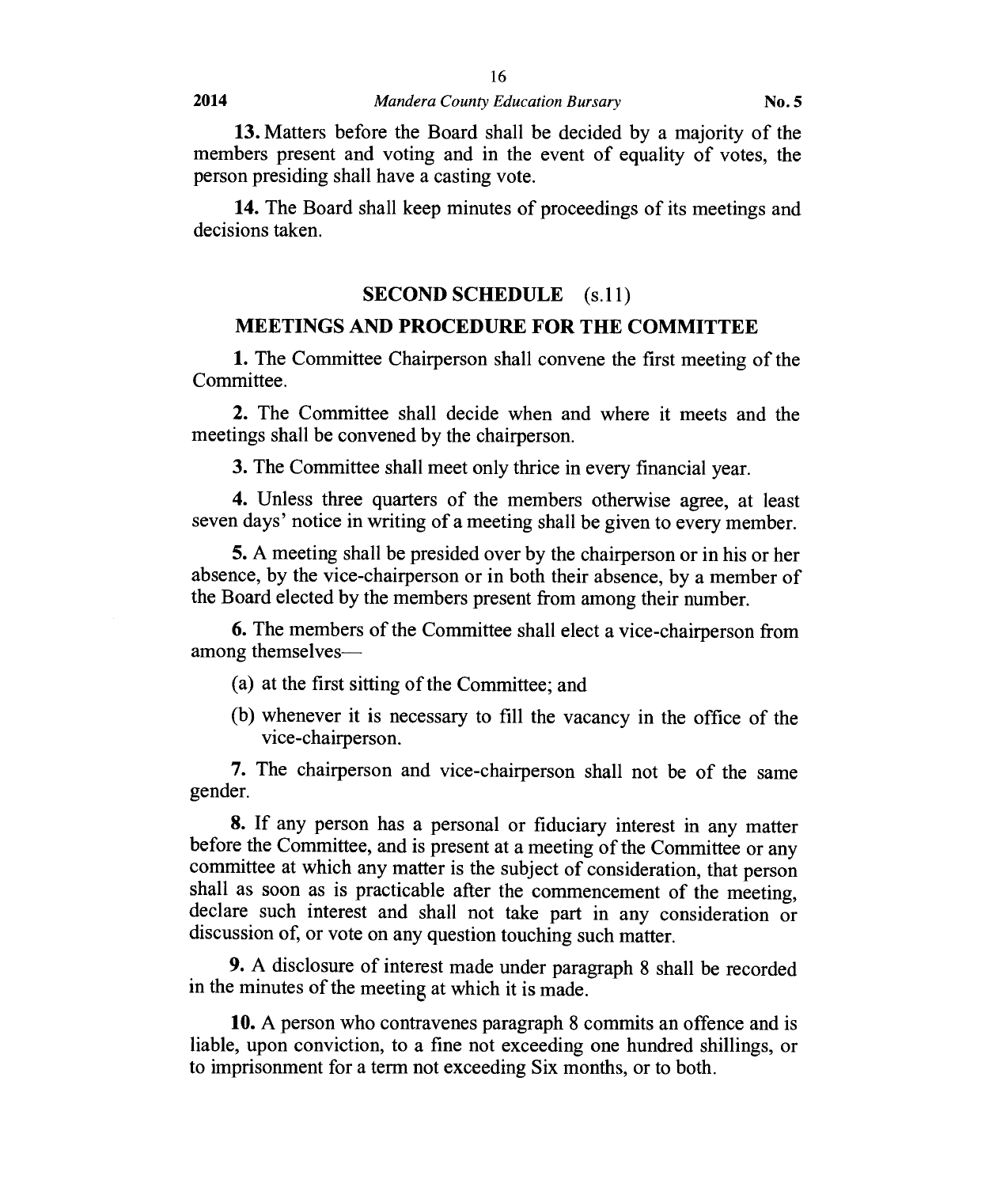**13.** Matters before the Board shall be decided by a majority of the members present and voting and in the event of equality of votes, the person presiding shall have a casting vote.

**14.** The Board shall keep minutes of proceedings of its meetings and decisions taken.

## SECOND SCHEDULE (s.11)

## MEETINGS AND PROCEDURE FOR THE COMMITTEE

**1.** The Committee Chairperson shall convene the first meeting of the Committee.

**2.** The Committee shall decide when and where it meets and the meetings shall be convened by the chairperson.

**3.** The Committee shall meet only thrice in every financial year.

**4.** Unless three quarters of the members otherwise agree, at least seven days' notice in writing of a meeting shall be given to every member.

**5.** A meeting shall be presided over by the chairperson or in his or her absence, by the vice-chairperson or in both their absence, by a member of the Board elected by the members present from among their number.

**6.** The members of the Committee shall elect a vice-chairperson from among themselves—

(a) at the first sitting of the Committee; and

(b) whenever it is necessary to fill the vacancy in the office of the vice-chairperson.

**7.** The chairperson and vice-chairperson shall not be of the same gender.

**8.** If any person has a personal or fiduciary interest in any matter before the Committee, and is present at a meeting of the Committee or any committee at which any matter is the subject of consideration, that person shall as soon as is practicable after the commencement of the meeting, declare such interest and shall not take part in any consideration or discussion of, or vote on any question touching such matter.

**9.** A disclosure of interest made under paragraph 8 shall be recorded in the minutes of the meeting at which it is made.

**10.** A person who contravenes paragraph 8 commits an offence and is liable, upon conviction, to a fine not exceeding one hundred shillings, or to imprisonment for a term not exceeding Six months, or to both.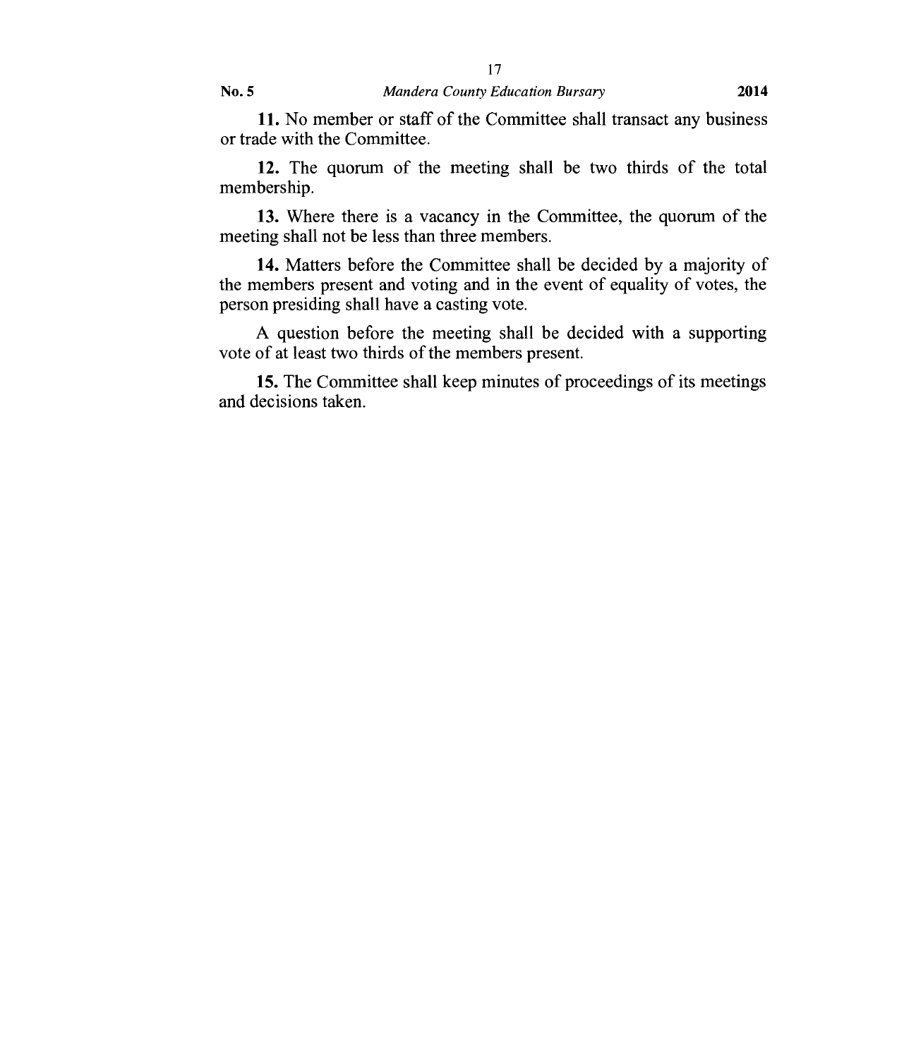**11.** No member or staff of the Committee shall transact any business or trade with the Committee.

**12.** The quorum of the meeting shall be two thirds of the total membership.

**13.** Where there is a vacancy in the Committee, the quorum of the meeting shall not be less than three members.

**14.** Matters before the Committee shall be decided by a majority of the members present and voting and in the event of equality of votes, the person presiding shall have a casting vote.

A question before the meeting shall be decided with a supporting vote of at least two thirds of the members present.

**15.** The Committee shall keep minutes of proceedings of its meetings and decisions taken.